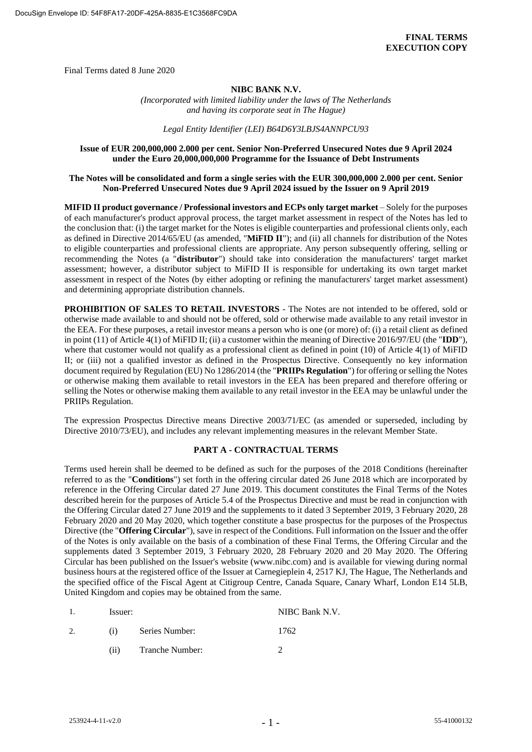**FINAL TERMS**
**EXECUTION COPY**

Final Terms dated 8 June 2020

**NIBC BANK N.V.**

*(Incorporated with limited liability under the laws of The Netherlands and having its corporate seat in The Hague)*

*Legal Entity Identifier (LEI) B64D6Y3LBJS4ANNPCU93*

**Issue of EUR 200,000,000 2.000 per cent. Senior Non-Preferred Unsecured Notes due 9 April 2024 under the Euro 20,000,000,000 Programme for the Issuance of Debt Instruments**

**The Notes will be consolidated and form a single series with the EUR 300,000,000 2.000 per cent. Senior Non-Preferred Unsecured Notes due 9 April 2024 issued by the Issuer on 9 April 2019**

**MIFID II product governance / Professional investors and ECPs only target market** – Solely for the purposes of each manufacturer's product approval process, the target market assessment in respect of the Notes has led to the conclusion that: (i) the target market for the Notes is eligible counterparties and professional clients only, each as defined in Directive 2014/65/EU (as amended, "**MiFID II**"); and (ii) all channels for distribution of the Notes to eligible counterparties and professional clients are appropriate. Any person subsequently offering, selling or recommending the Notes (a "**distributor**") should take into consideration the manufacturers' target market assessment; however, a distributor subject to MiFID II is responsible for undertaking its own target market assessment in respect of the Notes (by either adopting or refining the manufacturers' target market assessment) and determining appropriate distribution channels.

**PROHIBITION OF SALES TO RETAIL INVESTORS** - The Notes are not intended to be offered, sold or otherwise made available to and should not be offered, sold or otherwise made available to any retail investor in the EEA. For these purposes, a retail investor means a person who is one (or more) of: (i) a retail client as defined in point (11) of Article 4(1) of MiFID II; (ii) a customer within the meaning of Directive 2016/97/EU (the "**IDD**"), where that customer would not qualify as a professional client as defined in point (10) of Article 4(1) of MiFID II; or (iii) not a qualified investor as defined in the Prospectus Directive. Consequently no key information document required by Regulation (EU) No 1286/2014 (the "**PRIIPs Regulation**") for offering or selling the Notes or otherwise making them available to retail investors in the EEA has been prepared and therefore offering or selling the Notes or otherwise making them available to any retail investor in the EEA may be unlawful under the PRIIPs Regulation.

The expression Prospectus Directive means Directive 2003/71/EC (as amended or superseded, including by Directive 2010/73/EU), and includes any relevant implementing measures in the relevant Member State.

## PART A - CONTRACTUAL TERMS

Terms used herein shall be deemed to be defined as such for the purposes of the 2018 Conditions (hereinafter referred to as the "**Conditions**") set forth in the offering circular dated 26 June 2018 which are incorporated by reference in the Offering Circular dated 27 June 2019. This document constitutes the Final Terms of the Notes described herein for the purposes of Article 5.4 of the Prospectus Directive and must be read in conjunction with the Offering Circular dated 27 June 2019 and the supplements to it dated 3 September 2019, 3 February 2020, 28 February 2020 and 20 May 2020, which together constitute a base prospectus for the purposes of the Prospectus Directive (the "**Offering Circular**"), save in respect of the Conditions. Full information on the Issuer and the offer of the Notes is only available on the basis of a combination of these Final Terms, the Offering Circular and the supplements dated 3 September 2019, 3 February 2020, 28 February 2020 and 20 May 2020. The Offering Circular has been published on the Issuer's website (www.nibc.com) and is available for viewing during normal business hours at the registered office of the Issuer at Carnegieplein 4, 2517 KJ, The Hague, The Netherlands and the specified office of the Fiscal Agent at Citigroup Centre, Canada Square, Canary Wharf, London E14 5LB, United Kingdom and copies may be obtained from the same.

| | | | |
|---|---|---|---|
| 1. | Issuer: | | NIBC Bank N.V. |
| 2. | (i) | Series Number: | 1762 |
| | (ii) | Tranche Number: | 2 |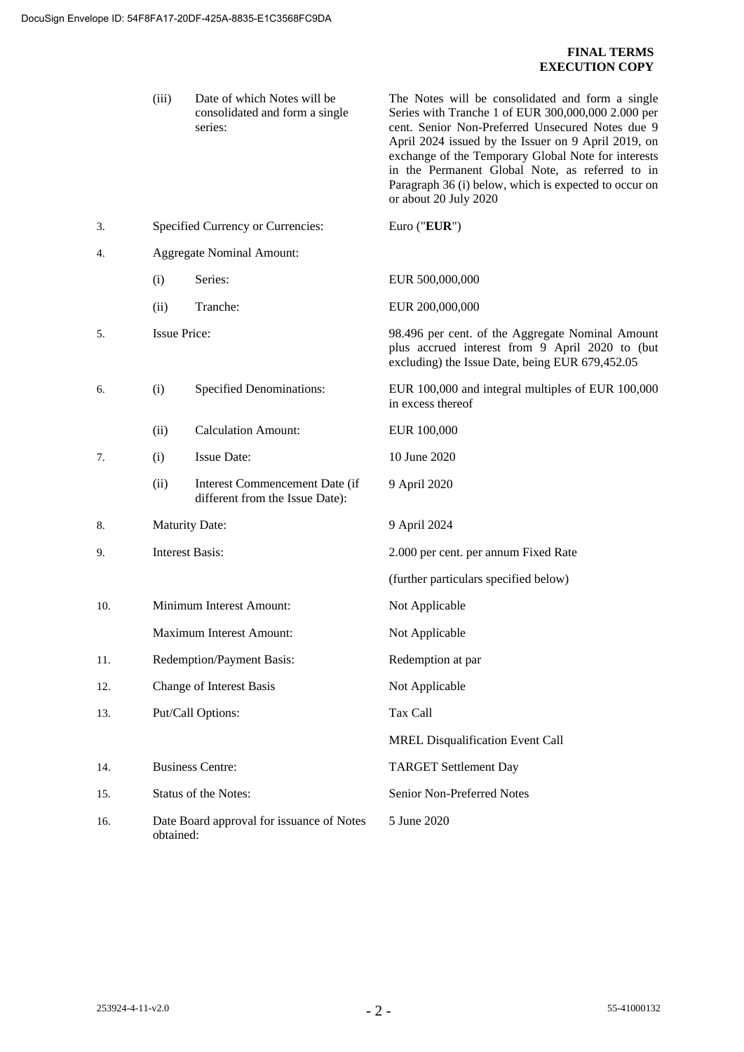**FINAL TERMS**
**EXECUTION COPY**

| | | | |
|---|---|---|---|
| | (iii) | Date of which Notes will be consolidated and form a single series: | The Notes will be consolidated and form a single Series with Tranche 1 of EUR 300,000,000 2.000 per cent. Senior Non-Preferred Unsecured Notes due 9 April 2024 issued by the Issuer on 9 April 2019, on exchange of the Temporary Global Note for interests in the Permanent Global Note, as referred to in Paragraph 36 (i) below, which is expected to occur on or about 20 July 2020 |
| 3. | Specified Currency or Currencies: | | Euro ("**EUR**") |
| 4. | Aggregate Nominal Amount: | | |
| | (i) | Series: | EUR 500,000,000 |
| | (ii) | Tranche: | EUR 200,000,000 |
| 5. | Issue Price: | | 98.496 per cent. of the Aggregate Nominal Amount plus accrued interest from 9 April 2020 to (but excluding) the Issue Date, being EUR 679,452.05 |
| 6. | (i) | Specified Denominations: | EUR 100,000 and integral multiples of EUR 100,000 in excess thereof |
| | (ii) | Calculation Amount: | EUR 100,000 |
| 7. | (i) | Issue Date: | 10 June 2020 |
| | (ii) | Interest Commencement Date (if different from the Issue Date): | 9 April 2020 |
| 8. | Maturity Date: | | 9 April 2024 |
| 9. | Interest Basis: | | 2.000 per cent. per annum Fixed Rate |
| | | | (further particulars specified below) |
| 10. | Minimum Interest Amount: | | Not Applicable |
| | Maximum Interest Amount: | | Not Applicable |
| 11. | Redemption/Payment Basis: | | Redemption at par |
| 12. | Change of Interest Basis | | Not Applicable |
| 13. | Put/Call Options: | | Tax Call |
| | | | MREL Disqualification Event Call |
| 14. | Business Centre: | | TARGET Settlement Day |
| 15. | Status of the Notes: | | Senior Non-Preferred Notes |
| 16. | Date Board approval for issuance of Notes obtained: | | 5 June 2020 |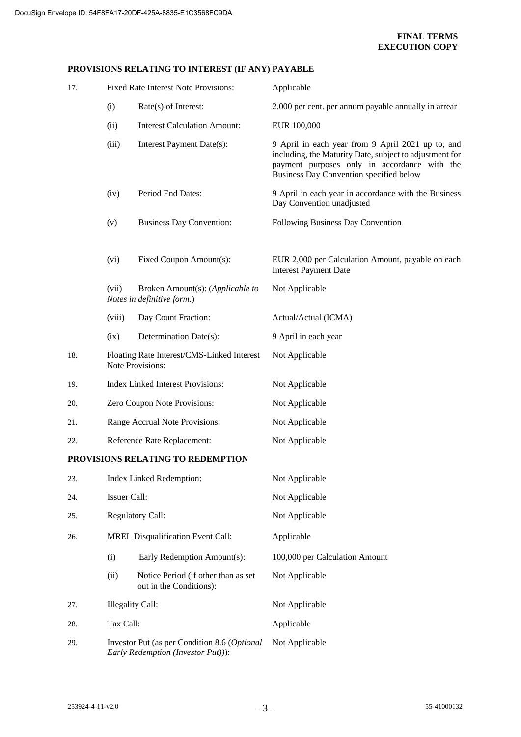**PROVISIONS RELATING TO INTEREST (IF ANY) PAYABLE**

| | | |
|---|---|---|
| 17. | Fixed Rate Interest Note Provisions: | Applicable |
| | (i) Rate(s) of Interest: | 2.000 per cent. per annum payable annually in arrear |
| | (ii) Interest Calculation Amount: | EUR 100,000 |
| | (iii) Interest Payment Date(s): | 9 April in each year from 9 April 2021 up to, and including, the Maturity Date, subject to adjustment for payment purposes only in accordance with the Business Day Convention specified below |
| | (iv) Period End Dates: | 9 April in each year in accordance with the Business Day Convention unadjusted |
| | (v) Business Day Convention: | Following Business Day Convention |
| | (vi) Fixed Coupon Amount(s): | EUR 2,000 per Calculation Amount, payable on each Interest Payment Date |
| | (vii) Broken Amount(s): (*Applicable to Notes in definitive form.*) | Not Applicable |
| | (viii) Day Count Fraction: | Actual/Actual (ICMA) |
| | (ix) Determination Date(s): | 9 April in each year |
| 18. | Floating Rate Interest/CMS-Linked Interest Note Provisions: | Not Applicable |
| 19. | Index Linked Interest Provisions: | Not Applicable |
| 20. | Zero Coupon Note Provisions: | Not Applicable |
| 21. | Range Accrual Note Provisions: | Not Applicable |
| 22. | Reference Rate Replacement: | Not Applicable |

**PROVISIONS RELATING TO REDEMPTION**

| | | |
|---|---|---|
| 23. | Index Linked Redemption: | Not Applicable |
| 24. | Issuer Call: | Not Applicable |
| 25. | Regulatory Call: | Not Applicable |
| 26. | MREL Disqualification Event Call: | Applicable |
| | (i) Early Redemption Amount(s): | 100,000 per Calculation Amount |
| | (ii) Notice Period (if other than as set out in the Conditions): | Not Applicable |
| 27. | Illegality Call: | Not Applicable |
| 28. | Tax Call: | Applicable |
| 29. | Investor Put (as per Condition 8.6 (*Optional Early Redemption (Investor Put)*)): | Not Applicable |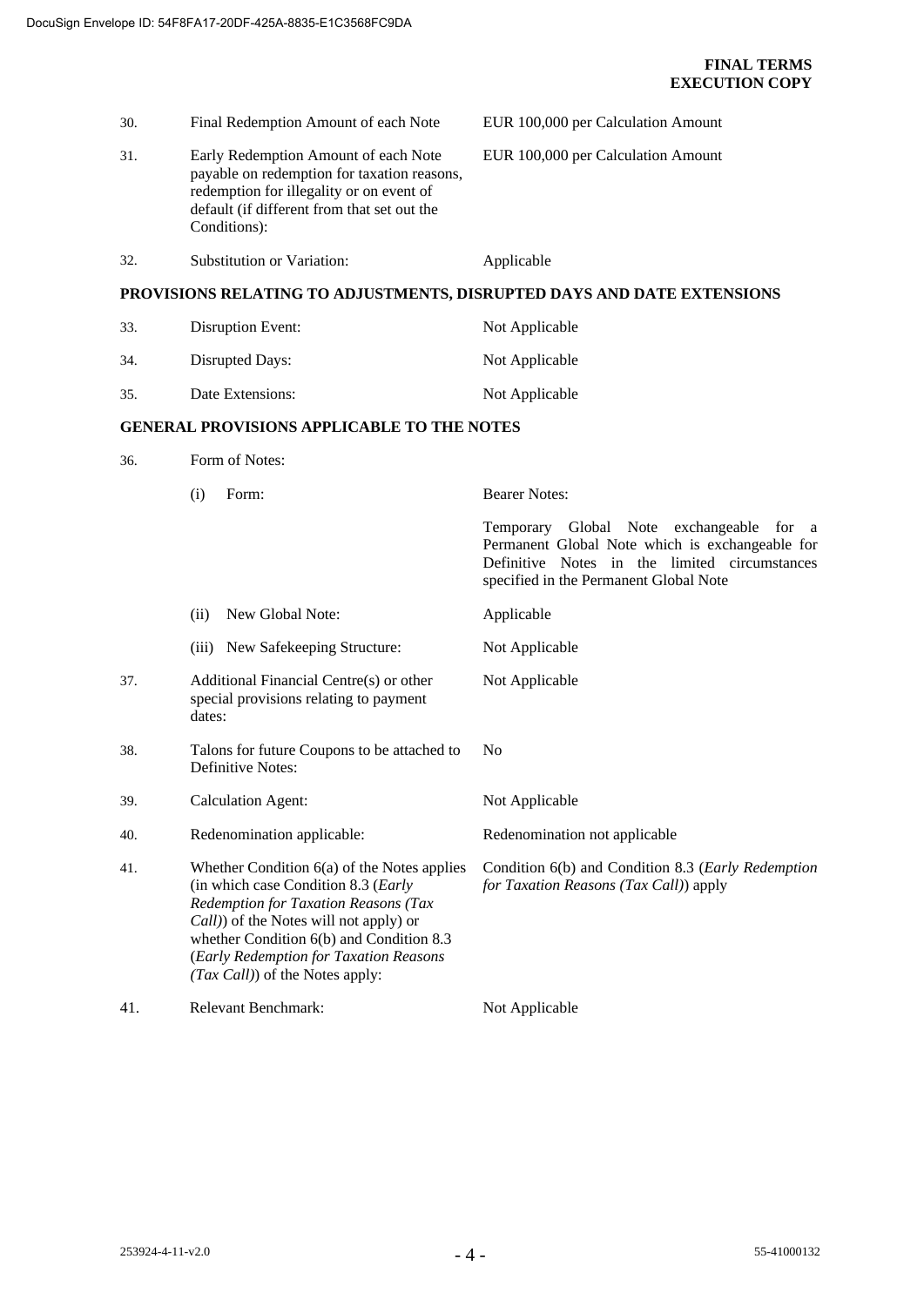| | | |
|---|---|---|
| 30. | Final Redemption Amount of each Note | EUR 100,000 per Calculation Amount |
| 31. | Early Redemption Amount of each Note payable on redemption for taxation reasons, redemption for illegality or on event of default (if different from that set out the Conditions): | EUR 100,000 per Calculation Amount |
| 32. | Substitution or Variation: | Applicable |

**PROVISIONS RELATING TO ADJUSTMENTS, DISRUPTED DAYS AND DATE EXTENSIONS**

| | | |
|---|---|---|
| 33. | Disruption Event: | Not Applicable |
| 34. | Disrupted Days: | Not Applicable |
| 35. | Date Extensions: | Not Applicable |

**GENERAL PROVISIONS APPLICABLE TO THE NOTES**

| | | |
|---|---|---|
| 36. | Form of Notes: | |
| | (i) Form: | Bearer Notes: |
| | | Temporary Global Note exchangeable for a Permanent Global Note which is exchangeable for Definitive Notes in the limited circumstances specified in the Permanent Global Note |
| | (ii) New Global Note: | Applicable |
| | (iii) New Safekeeping Structure: | Not Applicable |
| 37. | Additional Financial Centre(s) or other special provisions relating to payment dates: | Not Applicable |
| 38. | Talons for future Coupons to be attached to Definitive Notes: | No |
| 39. | Calculation Agent: | Not Applicable |
| 40. | Redenomination applicable: | Redenomination not applicable |
| 41. | Whether Condition 6(a) of the Notes applies (in which case Condition 8.3 (*Early Redemption for Taxation Reasons (Tax Call)*) of the Notes will not apply) or whether Condition 6(b) and Condition 8.3 (*Early Redemption for Taxation Reasons (Tax Call)*) of the Notes apply: | Condition 6(b) and Condition 8.3 (*Early Redemption for Taxation Reasons (Tax Call)*) apply |
| 41. | Relevant Benchmark: | Not Applicable |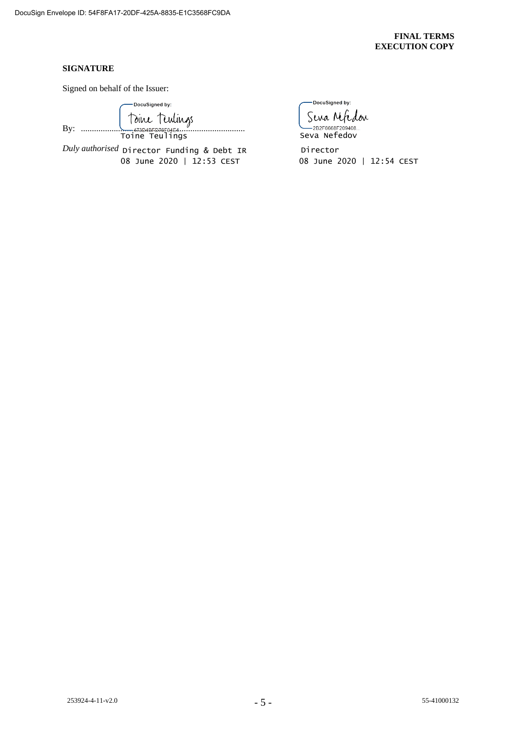DocuSign Envelope ID: 54F8FA17-20DF-425A-8835-E1C3568FC9DA

**FINAL TERMS**
**EXECUTION COPY**

**SIGNATURE**

Signed on behalf of the Issuer:

By: ............................................................

DocuSigned by:
Toine Teulings
473D4BFB73F04E4...
Toine Teulings

*Duly authorised* Director Funding & Debt IR
08 June 2020 | 12:53 CEST

DocuSigned by:
Seva Nefedov
2B2F6668F209408...
Seva Nefedov

Director
08 June 2020 | 12:54 CEST

253924-4-11-v2.0

55-41000132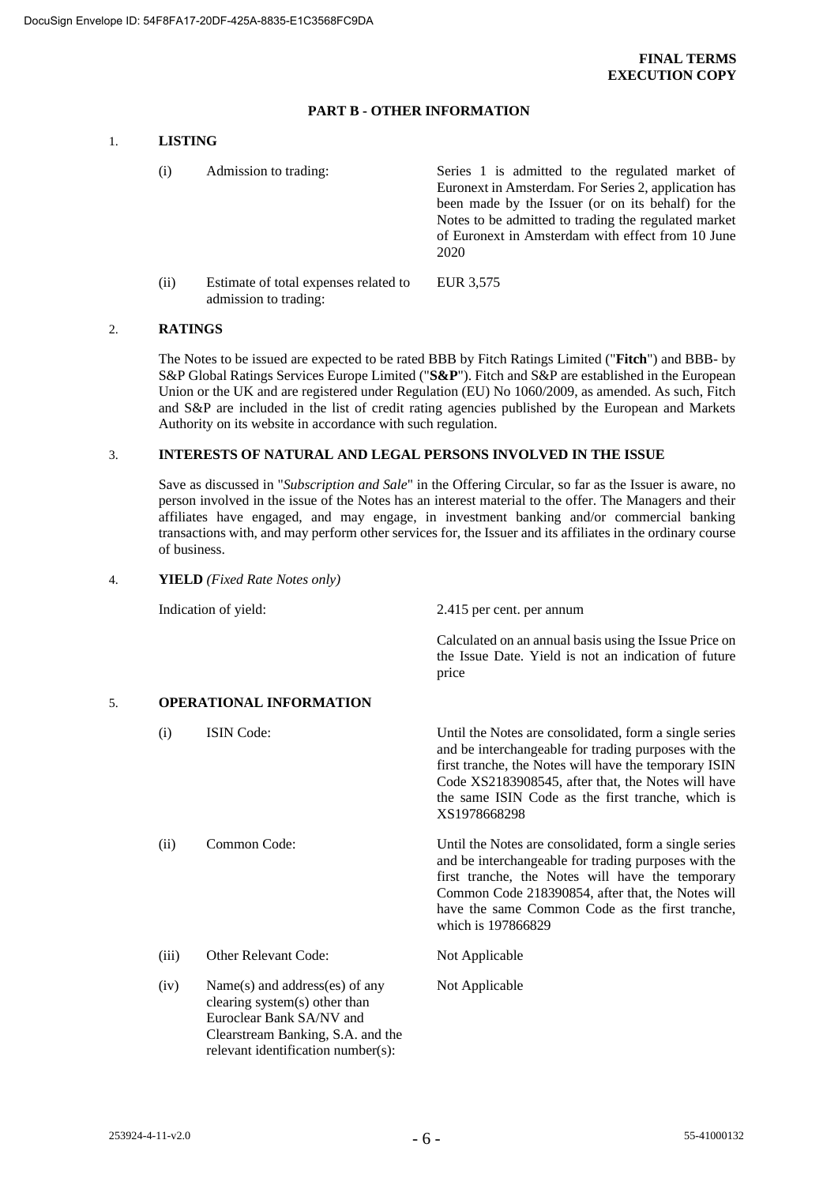**FINAL TERMS**
**EXECUTION COPY**

## PART B - OTHER INFORMATION

### 1. LISTING

| | | |
|---|---|---|
| (i) | Admission to trading: | Series 1 is admitted to the regulated market of Euronext in Amsterdam. For Series 2, application has been made by the Issuer (or on its behalf) for the Notes to be admitted to trading the regulated market of Euronext in Amsterdam with effect from 10 June 2020 |
| (ii) | Estimate of total expenses related to admission to trading: | EUR 3,575 |

### 2. RATINGS

The Notes to be issued are expected to be rated BBB by Fitch Ratings Limited ("**Fitch**") and BBB- by S&P Global Ratings Services Europe Limited ("**S&P**"). Fitch and S&P are established in the European Union or the UK and are registered under Regulation (EU) No 1060/2009, as amended. As such, Fitch and S&P are included in the list of credit rating agencies published by the European and Markets Authority on its website in accordance with such regulation.

### 3. INTERESTS OF NATURAL AND LEGAL PERSONS INVOLVED IN THE ISSUE

Save as discussed in "*Subscription and Sale*" in the Offering Circular, so far as the Issuer is aware, no person involved in the issue of the Notes has an interest material to the offer. The Managers and their affiliates have engaged, and may engage, in investment banking and/or commercial banking transactions with, and may perform other services for, the Issuer and its affiliates in the ordinary course of business.

### 4. YIELD *(Fixed Rate Notes only)*

| | |
|---|---|
| Indication of yield: | 2.415 per cent. per annum<br><br>Calculated on an annual basis using the Issue Price on the Issue Date. Yield is not an indication of future price |

### 5. OPERATIONAL INFORMATION

| | | |
|---|---|---|
| (i) | ISIN Code: | Until the Notes are consolidated, form a single series and be interchangeable for trading purposes with the first tranche, the Notes will have the temporary ISIN Code XS2183908545, after that, the Notes will have the same ISIN Code as the first tranche, which is XS1978668298 |
| (ii) | Common Code: | Until the Notes are consolidated, form a single series and be interchangeable for trading purposes with the first tranche, the Notes will have the temporary Common Code 218390854, after that, the Notes will have the same Common Code as the first tranche, which is 197866829 |
| (iii) | Other Relevant Code: | Not Applicable |
| (iv) | Name(s) and address(es) of any clearing system(s) other than Euroclear Bank SA/NV and Clearstream Banking, S.A. and the relevant identification number(s): | Not Applicable |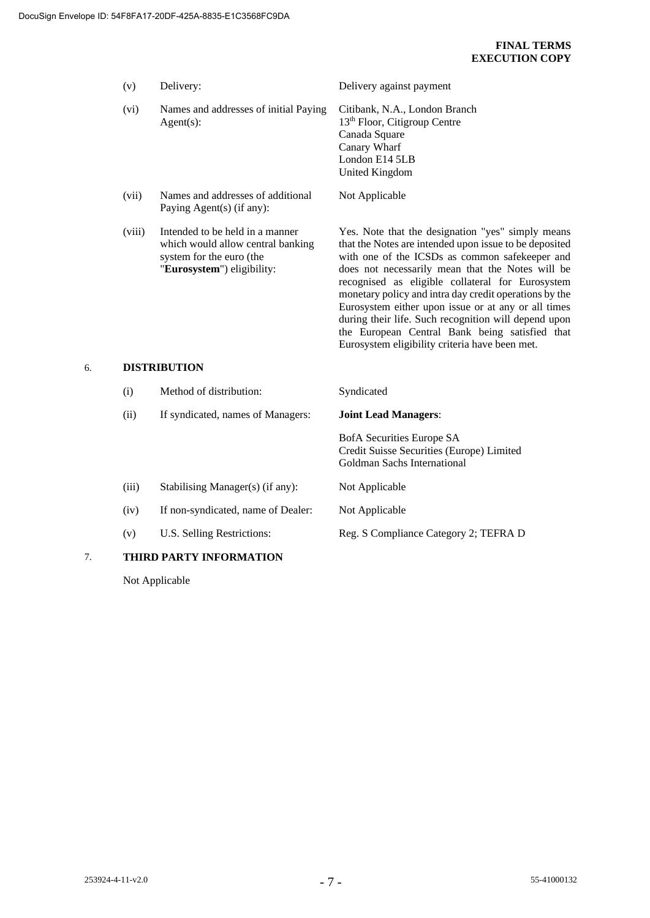| | | |
|---|---|---|
| (v) | Delivery: | Delivery against payment |
| (vi) | Names and addresses of initial Paying Agent(s): | Citibank, N.A., London Branch<br>13th Floor, Citigroup Centre<br>Canada Square<br>Canary Wharf<br>London E14 5LB<br>United Kingdom |
| (vii) | Names and addresses of additional Paying Agent(s) (if any): | Not Applicable |
| (viii) | Intended to be held in a manner which would allow central banking system for the euro (the "**Eurosystem**") eligibility: | Yes. Note that the designation "yes" simply means that the Notes are intended upon issue to be deposited with one of the ICSDs as common safekeeper and does not necessarily mean that the Notes will be recognised as eligible collateral for Eurosystem monetary policy and intra day credit operations by the Eurosystem either upon issue or at any or all times during their life. Such recognition will depend upon the European Central Bank being satisfied that Eurosystem eligibility criteria have been met. |

## 6. DISTRIBUTION

| | | |
|---|---|---|
| (i) | Method of distribution: | Syndicated |
| (ii) | If syndicated, names of Managers: | **Joint Lead Managers**:<br><br>BofA Securities Europe SA<br>Credit Suisse Securities (Europe) Limited<br>Goldman Sachs International |
| (iii) | Stabilising Manager(s) (if any): | Not Applicable |
| (iv) | If non-syndicated, name of Dealer: | Not Applicable |
| (v) | U.S. Selling Restrictions: | Reg. S Compliance Category 2; TEFRA D |

## 7. THIRD PARTY INFORMATION

Not Applicable